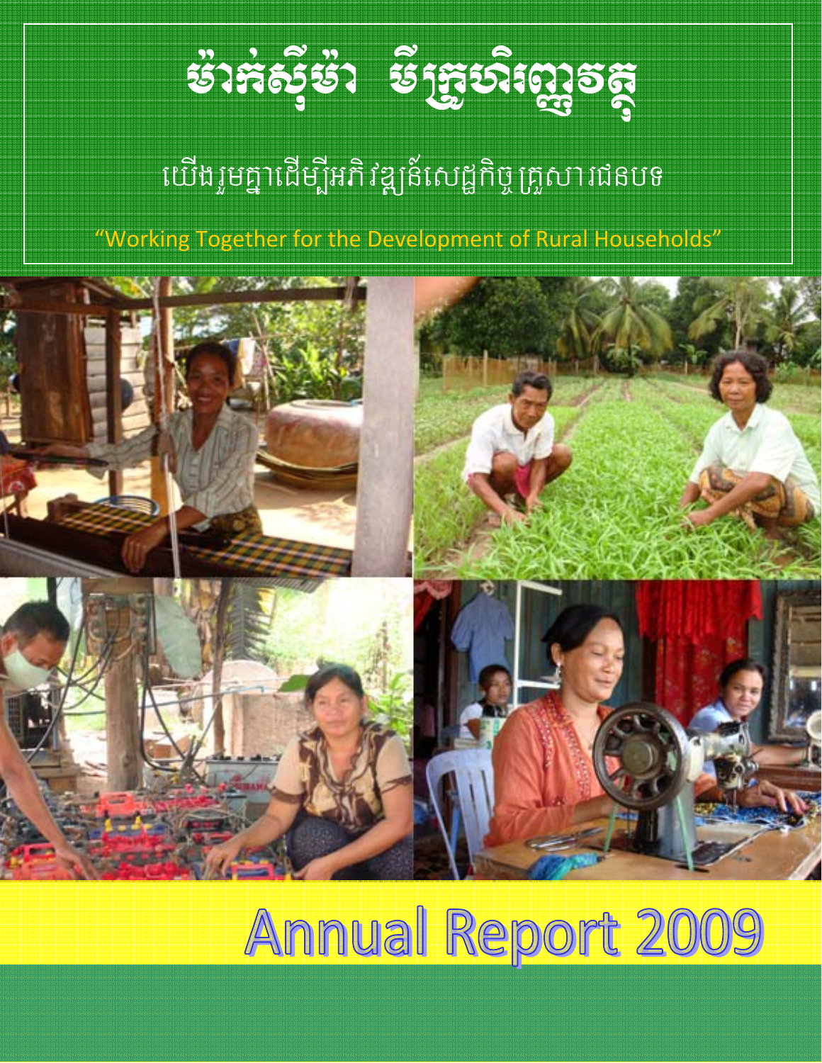# ម៉ាក់ស៊ីម៉ា មីក្រូហិរញ្ញវត្ថុ

## យើងរួមគ្នាដើម្បីអភិវឌ្ឍន៍សេដ្ឋកិច្ចគ្រួសារជនបទ

"Working Together for the Development of Rural Households"

# Annual Report 2009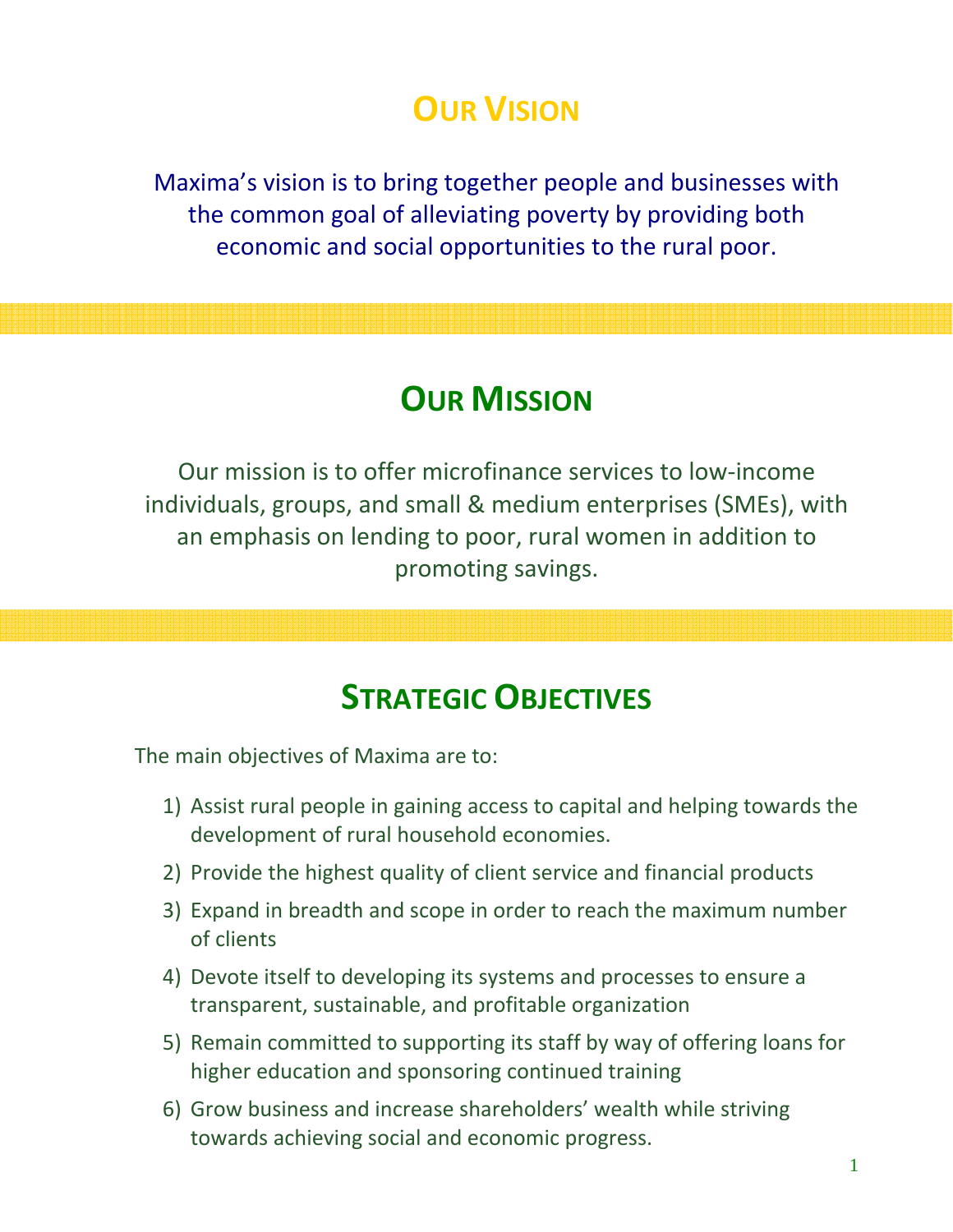# Our Vision

Maxima's vision is to bring together people and businesses with the common goal of alleviating poverty by providing both economic and social opportunities to the rural poor.

# Our Mission

Our mission is to offer microfinance services to low-income individuals, groups, and small & medium enterprises (SMEs), with an emphasis on lending to poor, rural women in addition to promoting savings.

# Strategic Objectives

The main objectives of Maxima are to:

1) Assist rural people in gaining access to capital and helping towards the development of rural household economies.
2) Provide the highest quality of client service and financial products
3) Expand in breadth and scope in order to reach the maximum number of clients
4) Devote itself to developing its systems and processes to ensure a transparent, sustainable, and profitable organization
5) Remain committed to supporting its staff by way of offering loans for higher education and sponsoring continued training
6) Grow business and increase shareholders' wealth while striving towards achieving social and economic progress.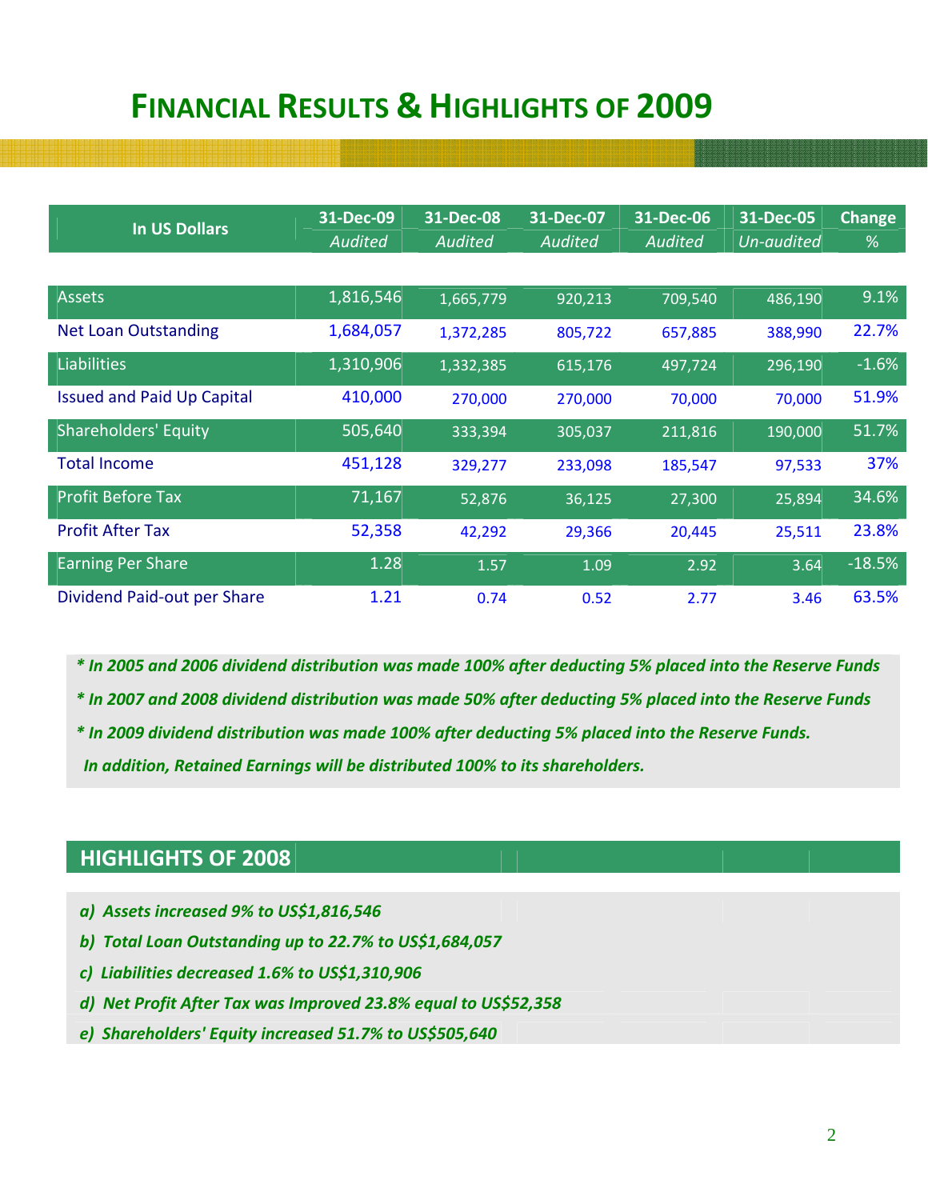# FINANCIAL RESULTS & HIGHLIGHTS OF 2009

| In US Dollars | 31-Dec-09 | 31-Dec-08 | 31-Dec-07 | 31-Dec-06 | 31-Dec-05 | Change |
|---|---|---|---|---|---|---|
| | *Audited* | *Audited* | *Audited* | *Audited* | *Un-audited* | % |
| Assets | 1,816,546 | 1,665,779 | 920,213 | 709,540 | 486,190 | 9.1% |
| Net Loan Outstanding | 1,684,057 | 1,372,285 | 805,722 | 657,885 | 388,990 | 22.7% |
| Liabilities | 1,310,906 | 1,332,385 | 615,176 | 497,724 | 296,190 | -1.6% |
| Issued and Paid Up Capital | 410,000 | 270,000 | 270,000 | 70,000 | 70,000 | 51.9% |
| Shareholders' Equity | 505,640 | 333,394 | 305,037 | 211,816 | 190,000 | 51.7% |
| Total Income | 451,128 | 329,277 | 233,098 | 185,547 | 97,533 | 37% |
| Profit Before Tax | 71,167 | 52,876 | 36,125 | 27,300 | 25,894 | 34.6% |
| Profit After Tax | 52,358 | 42,292 | 29,366 | 20,445 | 25,511 | 23.8% |
| Earning Per Share | 1.28 | 1.57 | 1.09 | 2.92 | 3.64 | -18.5% |
| Dividend Paid-out per Share | 1.21 | 0.74 | 0.52 | 2.77 | 3.46 | 63.5% |

***\* In 2005 and 2006 dividend distribution was made 100% after deducting 5% placed into the Reserve Funds***

***\* In 2007 and 2008 dividend distribution was made 50% after deducting 5% placed into the Reserve Funds***

***\* In 2009 dividend distribution was made 100% after deducting 5% placed into the Reserve Funds. In addition, Retained Earnings will be distributed 100% to its shareholders.***

## HIGHLIGHTS OF 2008

***a) Assets increased 9% to US$1,816,546***

***b) Total Loan Outstanding up to 22.7% to US$1,684,057***

***c) Liabilities decreased 1.6% to US$1,310,906***

***d) Net Profit After Tax was Improved 23.8% equal to US$52,358***

***e) Shareholders' Equity increased 51.7% to US$505,640***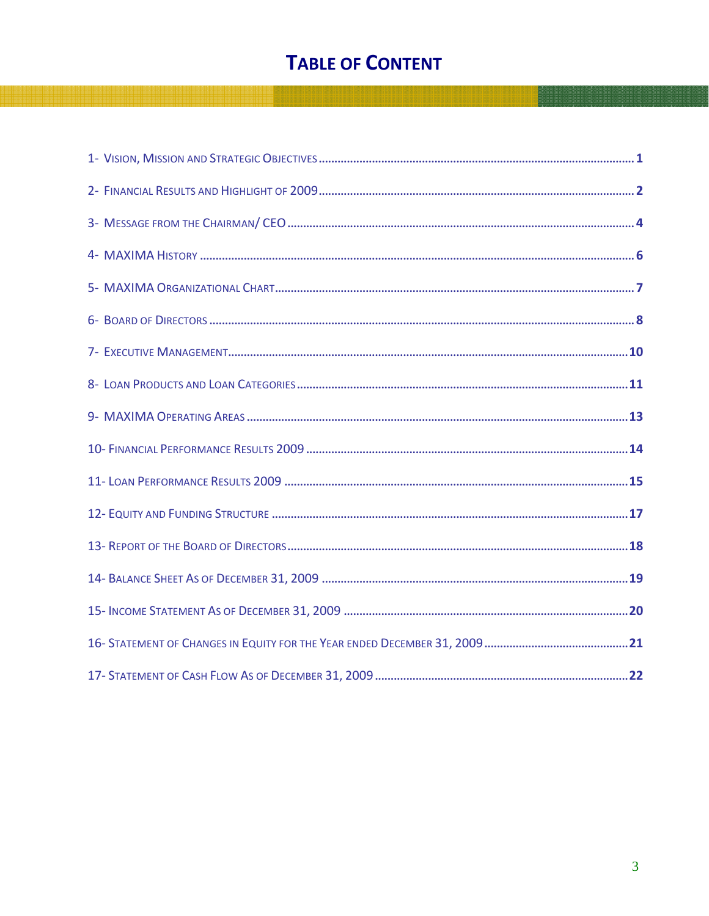# Table of Content

1- Vision, Mission and Strategic Objectives ........ 1

2- Financial Results and Highlight of 2009 ........ 2

3- Message from the Chairman/ CEO ........ 4

4- MAXIMA History ........ 6

5- MAXIMA Organizational Chart ........ 7

6- Board of Directors ........ 8

7- Executive Management ........ 10

8- Loan Products and Loan Categories ........ 11

9- MAXIMA Operating Areas ........ 13

10- Financial Performance Results 2009 ........ 14

11- Loan Performance Results 2009 ........ 15

12- Equity and Funding Structure ........ 17

13- Report of the Board of Directors ........ 18

14- Balance Sheet As of December 31, 2009 ........ 19

15- Income Statement As of December 31, 2009 ........ 20

16- Statement of Changes in Equity for the Year ended December 31, 2009 ........ 21

17- Statement of Cash Flow As of December 31, 2009 ........ 22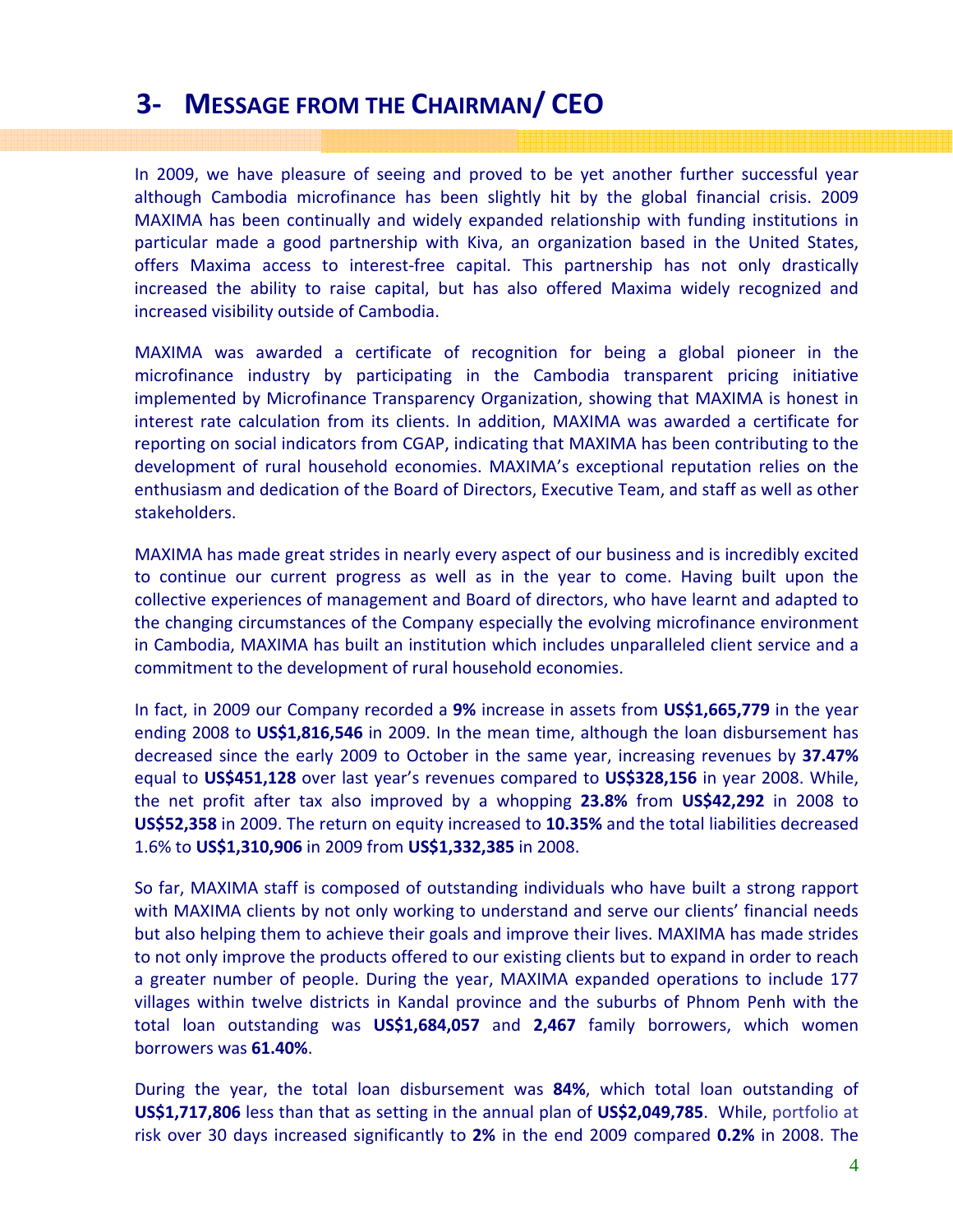# 3- MESSAGE FROM THE CHAIRMAN/ CEO

In 2009, we have pleasure of seeing and proved to be yet another further successful year although Cambodia microfinance has been slightly hit by the global financial crisis. 2009 MAXIMA has been continually and widely expanded relationship with funding institutions in particular made a good partnership with Kiva, an organization based in the United States, offers Maxima access to interest-free capital. This partnership has not only drastically increased the ability to raise capital, but has also offered Maxima widely recognized and increased visibility outside of Cambodia.

MAXIMA was awarded a certificate of recognition for being a global pioneer in the microfinance industry by participating in the Cambodia transparent pricing initiative implemented by Microfinance Transparency Organization, showing that MAXIMA is honest in interest rate calculation from its clients. In addition, MAXIMA was awarded a certificate for reporting on social indicators from CGAP, indicating that MAXIMA has been contributing to the development of rural household economies. MAXIMA's exceptional reputation relies on the enthusiasm and dedication of the Board of Directors, Executive Team, and staff as well as other stakeholders.

MAXIMA has made great strides in nearly every aspect of our business and is incredibly excited to continue our current progress as well as in the year to come. Having built upon the collective experiences of management and Board of directors, who have learnt and adapted to the changing circumstances of the Company especially the evolving microfinance environment in Cambodia, MAXIMA has built an institution which includes unparalleled client service and a commitment to the development of rural household economies.

In fact, in 2009 our Company recorded a **9%** increase in assets from **US$1,665,779** in the year ending 2008 to **US$1,816,546** in 2009. In the mean time, although the loan disbursement has decreased since the early 2009 to October in the same year, increasing revenues by **37.47%** equal to **US$451,128** over last year's revenues compared to **US$328,156** in year 2008. While, the net profit after tax also improved by a whopping **23.8%** from **US$42,292** in 2008 to **US$52,358** in 2009. The return on equity increased to **10.35%** and the total liabilities decreased 1.6% to **US$1,310,906** in 2009 from **US$1,332,385** in 2008.

So far, MAXIMA staff is composed of outstanding individuals who have built a strong rapport with MAXIMA clients by not only working to understand and serve our clients' financial needs but also helping them to achieve their goals and improve their lives. MAXIMA has made strides to not only improve the products offered to our existing clients but to expand in order to reach a greater number of people. During the year, MAXIMA expanded operations to include 177 villages within twelve districts in Kandal province and the suburbs of Phnom Penh with the total loan outstanding was **US$1,684,057** and **2,467** family borrowers, which women borrowers was **61.40%**.

During the year, the total loan disbursement was **84%**, which total loan outstanding of **US$1,717,806** less than that as setting in the annual plan of **US$2,049,785**. While, portfolio at risk over 30 days increased significantly to **2%** in the end 2009 compared **0.2%** in 2008. The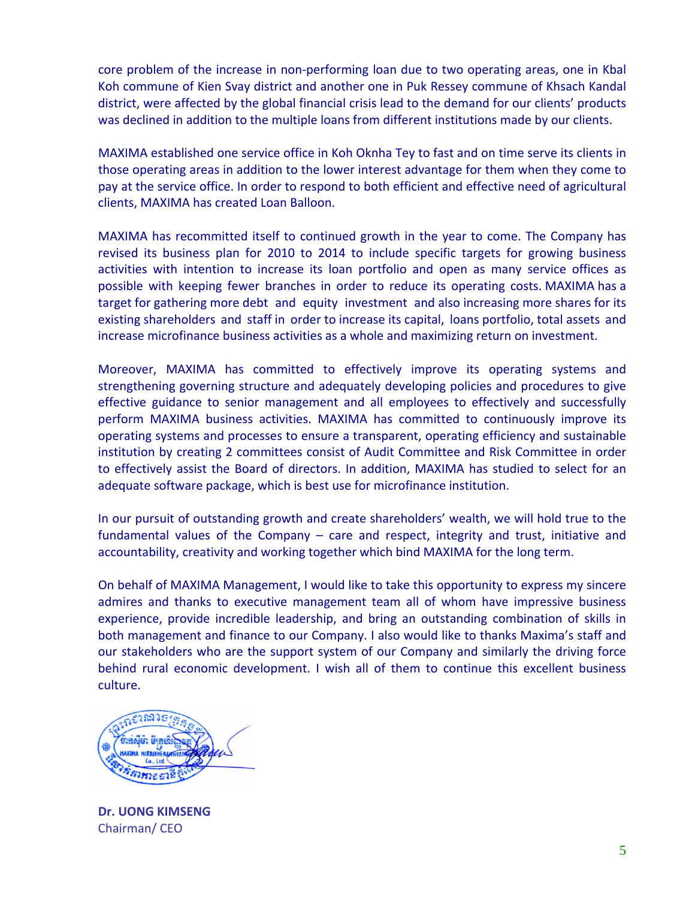core problem of the increase in non-performing loan due to two operating areas, one in Kbal Koh commune of Kien Svay district and another one in Puk Ressey commune of Khsach Kandal district, were affected by the global financial crisis lead to the demand for our clients' products was declined in addition to the multiple loans from different institutions made by our clients.

MAXIMA established one service office in Koh Oknha Tey to fast and on time serve its clients in those operating areas in addition to the lower interest advantage for them when they come to pay at the service office. In order to respond to both efficient and effective need of agricultural clients, MAXIMA has created Loan Balloon.

MAXIMA has recommitted itself to continued growth in the year to come. The Company has revised its business plan for 2010 to 2014 to include specific targets for growing business activities with intention to increase its loan portfolio and open as many service offices as possible with keeping fewer branches in order to reduce its operating costs. MAXIMA has a target for gathering more debt and equity investment and also increasing more shares for its existing shareholders and staff in order to increase its capital, loans portfolio, total assets and increase microfinance business activities as a whole and maximizing return on investment.

Moreover, MAXIMA has committed to effectively improve its operating systems and strengthening governing structure and adequately developing policies and procedures to give effective guidance to senior management and all employees to effectively and successfully perform MAXIMA business activities. MAXIMA has committed to continuously improve its operating systems and processes to ensure a transparent, operating efficiency and sustainable institution by creating 2 committees consist of Audit Committee and Risk Committee in order to effectively assist the Board of directors. In addition, MAXIMA has studied to select for an adequate software package, which is best use for microfinance institution.

In our pursuit of outstanding growth and create shareholders' wealth, we will hold true to the fundamental values of the Company – care and respect, integrity and trust, initiative and accountability, creativity and working together which bind MAXIMA for the long term.

On behalf of MAXIMA Management, I would like to take this opportunity to express my sincere admires and thanks to executive management team all of whom have impressive business experience, provide incredible leadership, and bring an outstanding combination of skills in both management and finance to our Company. I also would like to thanks Maxima's staff and our stakeholders who are the support system of our Company and similarly the driving force behind rural economic development. I wish all of them to continue this excellent business culture.

**Dr. UONG KIMSENG**
Chairman/ CEO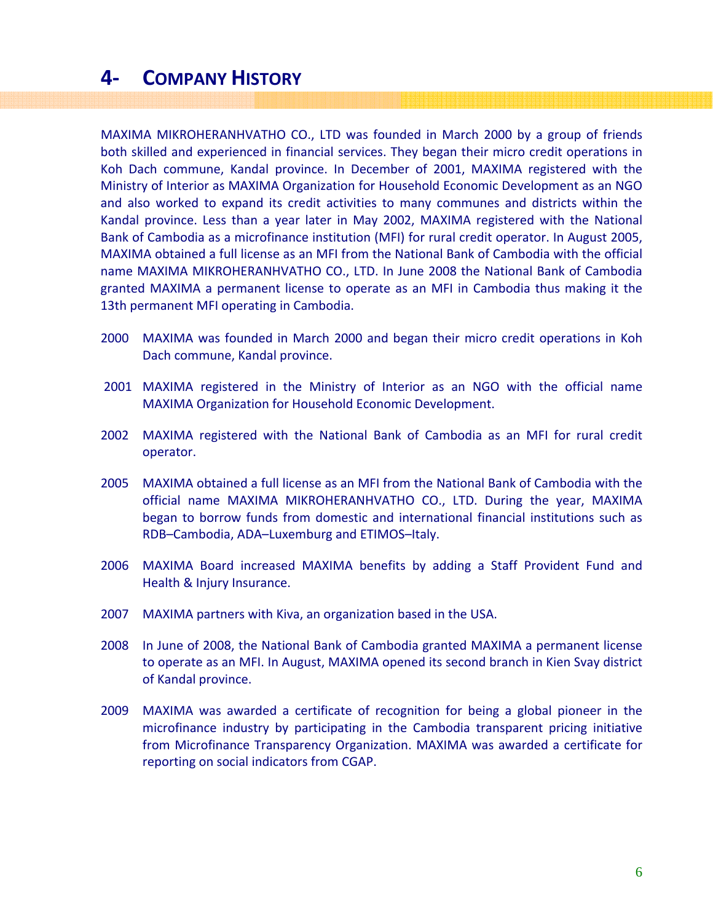# 4- Company History

MAXIMA MIKROHERANHVATHO CO., LTD was founded in March 2000 by a group of friends both skilled and experienced in financial services. They began their micro credit operations in Koh Dach commune, Kandal province. In December of 2001, MAXIMA registered with the Ministry of Interior as MAXIMA Organization for Household Economic Development as an NGO and also worked to expand its credit activities to many communes and districts within the Kandal province. Less than a year later in May 2002, MAXIMA registered with the National Bank of Cambodia as a microfinance institution (MFI) for rural credit operator. In August 2005, MAXIMA obtained a full license as an MFI from the National Bank of Cambodia with the official name MAXIMA MIKROHERANHVATHO CO., LTD. In June 2008 the National Bank of Cambodia granted MAXIMA a permanent license to operate as an MFI in Cambodia thus making it the 13th permanent MFI operating in Cambodia.

2000 MAXIMA was founded in March 2000 and began their micro credit operations in Koh Dach commune, Kandal province.

2001 MAXIMA registered in the Ministry of Interior as an NGO with the official name MAXIMA Organization for Household Economic Development.

2002 MAXIMA registered with the National Bank of Cambodia as an MFI for rural credit operator.

2005 MAXIMA obtained a full license as an MFI from the National Bank of Cambodia with the official name MAXIMA MIKROHERANHVATHO CO., LTD. During the year, MAXIMA began to borrow funds from domestic and international financial institutions such as RDB–Cambodia, ADA–Luxemburg and ETIMOS–Italy.

2006 MAXIMA Board increased MAXIMA benefits by adding a Staff Provident Fund and Health & Injury Insurance.

2007 MAXIMA partners with Kiva, an organization based in the USA.

2008 In June of 2008, the National Bank of Cambodia granted MAXIMA a permanent license to operate as an MFI. In August, MAXIMA opened its second branch in Kien Svay district of Kandal province.

2009 MAXIMA was awarded a certificate of recognition for being a global pioneer in the microfinance industry by participating in the Cambodia transparent pricing initiative from Microfinance Transparency Organization. MAXIMA was awarded a certificate for reporting on social indicators from CGAP.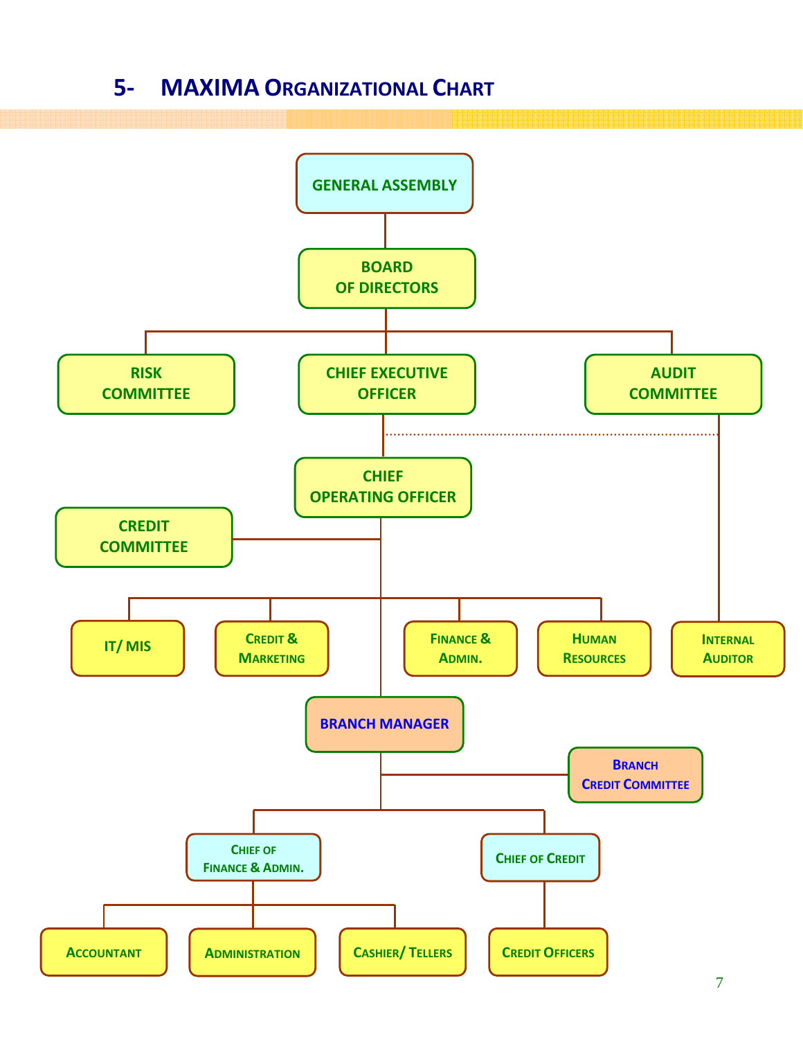## 5- MAXIMA ORGANIZATIONAL CHART

- GENERAL ASSEMBLY
  - BOARD OF DIRECTORS
    - RISK COMMITTEE
    - CHIEF EXECUTIVE OFFICER
      - CHIEF OPERATING OFFICER
        - CREDIT COMMITTEE
        - IT/ MIS
        - CREDIT & MARKETING
        - FINANCE & ADMIN.
        - HUMAN RESOURCES
        - BRANCH MANAGER
          - BRANCH CREDIT COMMITTEE
          - CHIEF OF FINANCE & ADMIN.
            - ACCOUNTANT
            - ADMINISTRATION
            - CASHIER/ TELLERS
          - CHIEF OF CREDIT
            - CREDIT OFFICERS
    - AUDIT COMMITTEE
      - INTERNAL AUDITOR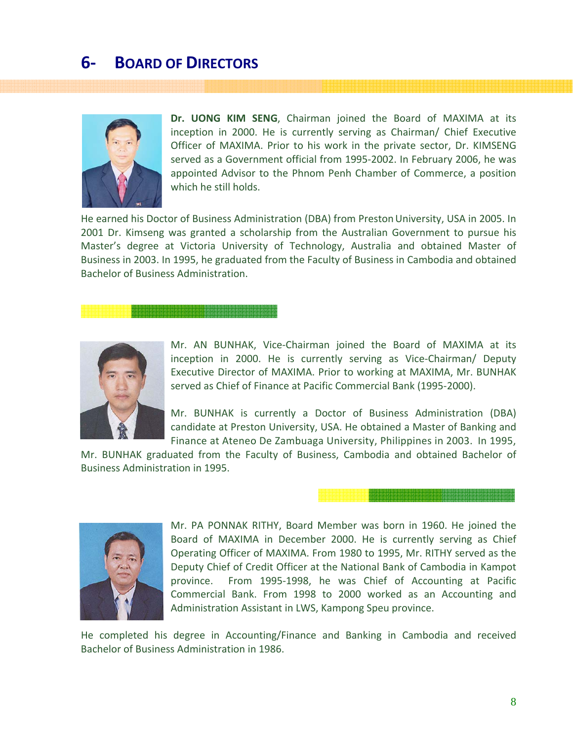# 6- BOARD OF DIRECTORS

**Dr. UONG KIM SENG**, Chairman joined the Board of MAXIMA at its inception in 2000. He is currently serving as Chairman/ Chief Executive Officer of MAXIMA. Prior to his work in the private sector, Dr. KIMSENG served as a Government official from 1995-2002. In February 2006, he was appointed Advisor to the Phnom Penh Chamber of Commerce, a position which he still holds.

He earned his Doctor of Business Administration (DBA) from Preston University, USA in 2005. In 2001 Dr. Kimseng was granted a scholarship from the Australian Government to pursue his Master's degree at Victoria University of Technology, Australia and obtained Master of Business in 2003. In 1995, he graduated from the Faculty of Business in Cambodia and obtained Bachelor of Business Administration.

Mr. AN BUNHAK, Vice-Chairman joined the Board of MAXIMA at its inception in 2000. He is currently serving as Vice-Chairman/ Deputy Executive Director of MAXIMA. Prior to working at MAXIMA, Mr. BUNHAK served as Chief of Finance at Pacific Commercial Bank (1995-2000).

Mr. BUNHAK is currently a Doctor of Business Administration (DBA) candidate at Preston University, USA. He obtained a Master of Banking and Finance at Ateneo De Zambuaga University, Philippines in 2003. In 1995, Mr. BUNHAK graduated from the Faculty of Business, Cambodia and obtained Bachelor of Business Administration in 1995.

Mr. PA PONNAK RITHY, Board Member was born in 1960. He joined the Board of MAXIMA in December 2000. He is currently serving as Chief Operating Officer of MAXIMA. From 1980 to 1995, Mr. RITHY served as the Deputy Chief of Credit Officer at the National Bank of Cambodia in Kampot province. From 1995-1998, he was Chief of Accounting at Pacific Commercial Bank. From 1998 to 2000 worked as an Accounting and Administration Assistant in LWS, Kampong Speu province.

He completed his degree in Accounting/Finance and Banking in Cambodia and received Bachelor of Business Administration in 1986.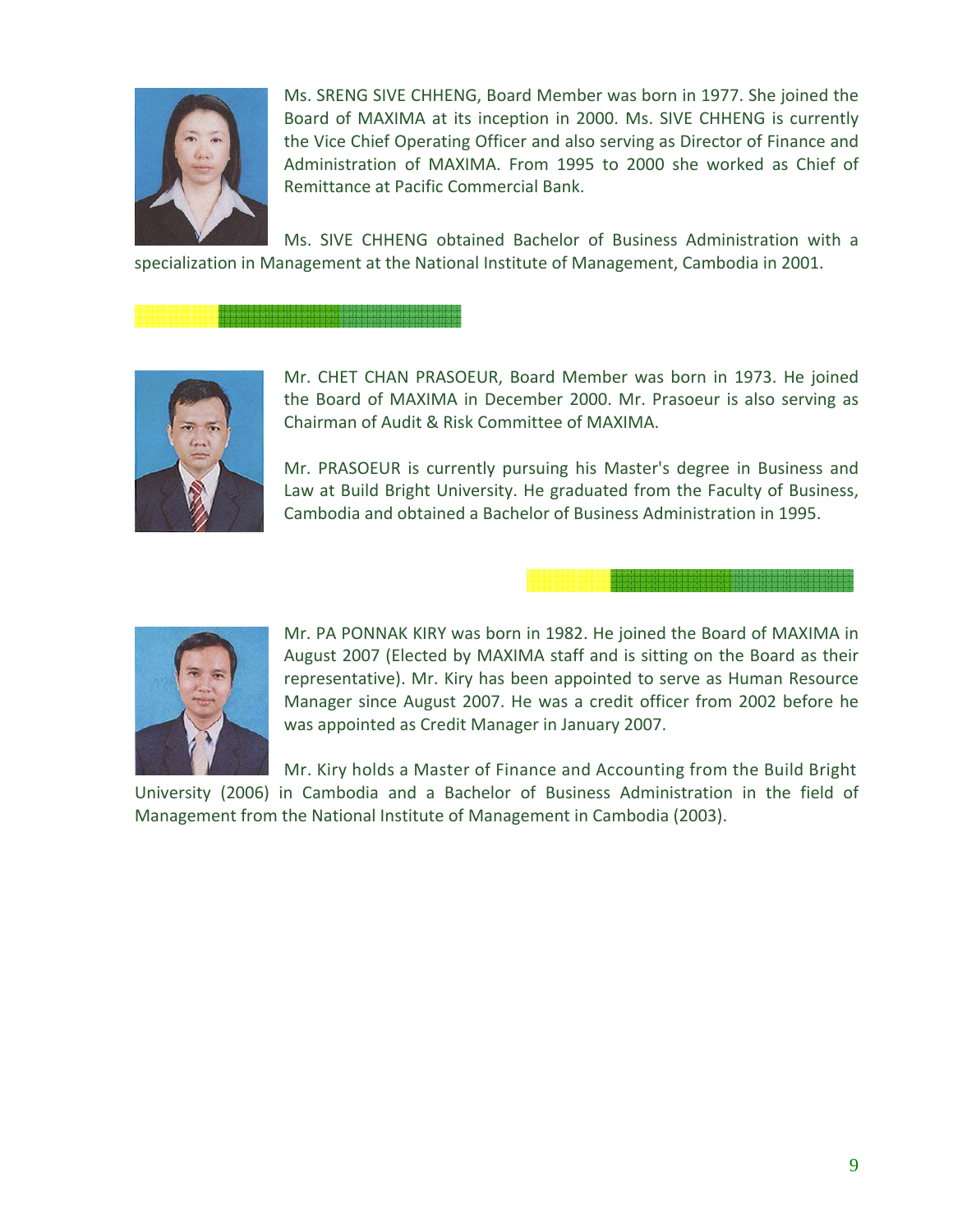Ms. SRENG SIVE CHHENG, Board Member was born in 1977. She joined the Board of MAXIMA at its inception in 2000. Ms. SIVE CHHENG is currently the Vice Chief Operating Officer and also serving as Director of Finance and Administration of MAXIMA. From 1995 to 2000 she worked as Chief of Remittance at Pacific Commercial Bank.

Ms. SIVE CHHENG obtained Bachelor of Business Administration with a specialization in Management at the National Institute of Management, Cambodia in 2001.

Mr. CHET CHAN PRASOEUR, Board Member was born in 1973. He joined the Board of MAXIMA in December 2000. Mr. Prasoeur is also serving as Chairman of Audit & Risk Committee of MAXIMA.

Mr. PRASOEUR is currently pursuing his Master's degree in Business and Law at Build Bright University. He graduated from the Faculty of Business, Cambodia and obtained a Bachelor of Business Administration in 1995.

Mr. PA PONNAK KIRY was born in 1982. He joined the Board of MAXIMA in August 2007 (Elected by MAXIMA staff and is sitting on the Board as their representative). Mr. Kiry has been appointed to serve as Human Resource Manager since August 2007. He was a credit officer from 2002 before he was appointed as Credit Manager in January 2007.

Mr. Kiry holds a Master of Finance and Accounting from the Build Bright University (2006) in Cambodia and a Bachelor of Business Administration in the field of Management from the National Institute of Management in Cambodia (2003).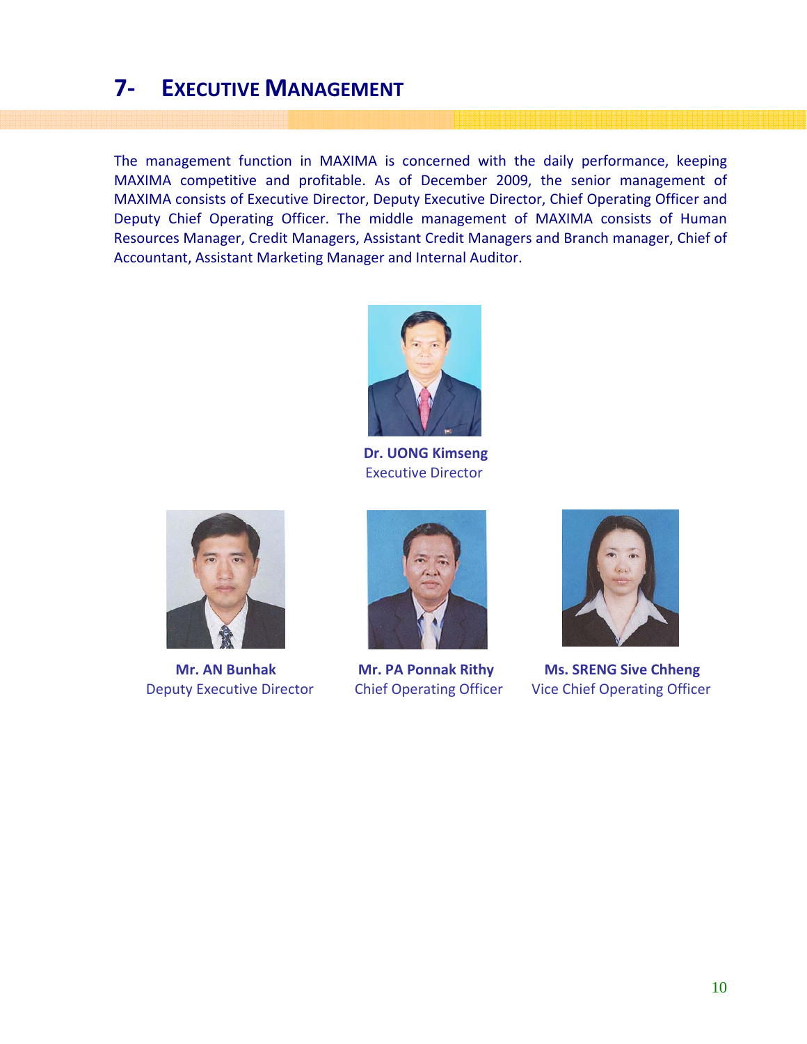## 7- EXECUTIVE MANAGEMENT

The management function in MAXIMA is concerned with the daily performance, keeping MAXIMA competitive and profitable. As of December 2009, the senior management of MAXIMA consists of Executive Director, Deputy Executive Director, Chief Operating Officer and Deputy Chief Operating Officer. The middle management of MAXIMA consists of Human Resources Manager, Credit Managers, Assistant Credit Managers and Branch manager, Chief of Accountant, Assistant Marketing Manager and Internal Auditor.

**Dr. UONG Kimseng**
Executive Director

**Mr. AN Bunhak**
Deputy Executive Director

**Mr. PA Ponnak Rithy**
Chief Operating Officer

**Ms. SRENG Sive Chheng**
Vice Chief Operating Officer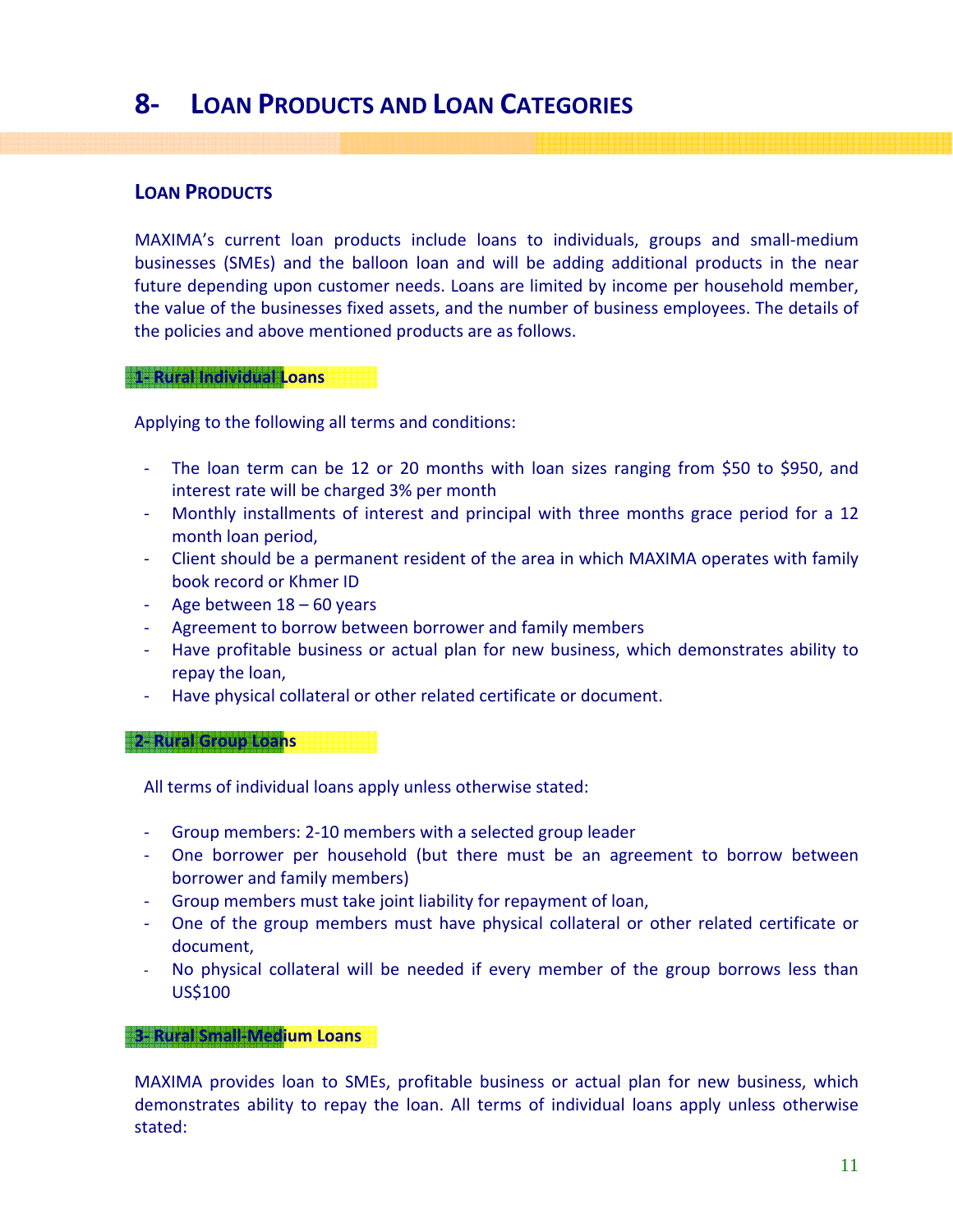# 8- Loan Products and Loan Categories

## Loan Products

MAXIMA's current loan products include loans to individuals, groups and small-medium businesses (SMEs) and the balloon loan and will be adding additional products in the near future depending upon customer needs. Loans are limited by income per household member, the value of the businesses fixed assets, and the number of business employees. The details of the policies and above mentioned products are as follows.

### 1- Rural Individual Loans

Applying to the following all terms and conditions:

- The loan term can be 12 or 20 months with loan sizes ranging from $50 to $950, and interest rate will be charged 3% per month
- Monthly installments of interest and principal with three months grace period for a 12 month loan period,
- Client should be a permanent resident of the area in which MAXIMA operates with family book record or Khmer ID
- Age between 18 – 60 years
- Agreement to borrow between borrower and family members
- Have profitable business or actual plan for new business, which demonstrates ability to repay the loan,
- Have physical collateral or other related certificate or document.

### 2- Rural Group Loans

All terms of individual loans apply unless otherwise stated:

- Group members: 2-10 members with a selected group leader
- One borrower per household (but there must be an agreement to borrow between borrower and family members)
- Group members must take joint liability for repayment of loan,
- One of the group members must have physical collateral or other related certificate or document,
- No physical collateral will be needed if every member of the group borrows less than US$100

### 3- Rural Small-Medium Loans

MAXIMA provides loan to SMEs, profitable business or actual plan for new business, which demonstrates ability to repay the loan. All terms of individual loans apply unless otherwise stated: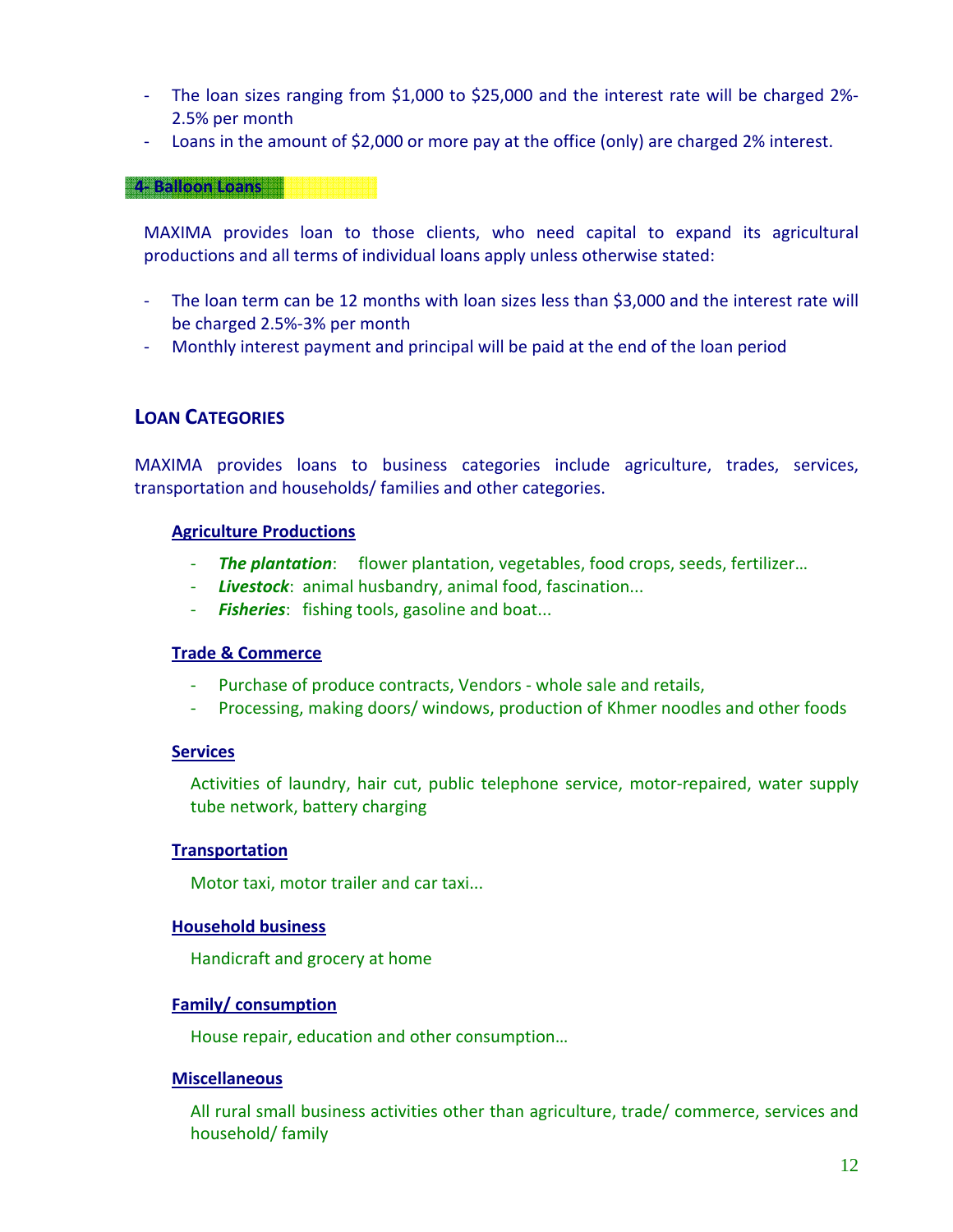- The loan sizes ranging from $1,000 to $25,000 and the interest rate will be charged 2%-2.5% per month
- Loans in the amount of $2,000 or more pay at the office (only) are charged 2% interest.

### 4- Balloon Loans

MAXIMA provides loan to those clients, who need capital to expand its agricultural productions and all terms of individual loans apply unless otherwise stated:

- The loan term can be 12 months with loan sizes less than $3,000 and the interest rate will be charged 2.5%-3% per month
- Monthly interest payment and principal will be paid at the end of the loan period

## LOAN CATEGORIES

MAXIMA provides loans to business categories include agriculture, trades, services, transportation and households/ families and other categories.

**Agriculture Productions**

- ***The plantation***: flower plantation, vegetables, food crops, seeds, fertilizer…
- ***Livestock***: animal husbandry, animal food, fascination...
- ***Fisheries***: fishing tools, gasoline and boat...

**Trade & Commerce**

- Purchase of produce contracts, Vendors - whole sale and retails,
- Processing, making doors/ windows, production of Khmer noodles and other foods

**Services**

Activities of laundry, hair cut, public telephone service, motor-repaired, water supply tube network, battery charging

**Transportation**

Motor taxi, motor trailer and car taxi...

**Household business**

Handicraft and grocery at home

**Family/ consumption**

House repair, education and other consumption…

**Miscellaneous**

All rural small business activities other than agriculture, trade/ commerce, services and household/ family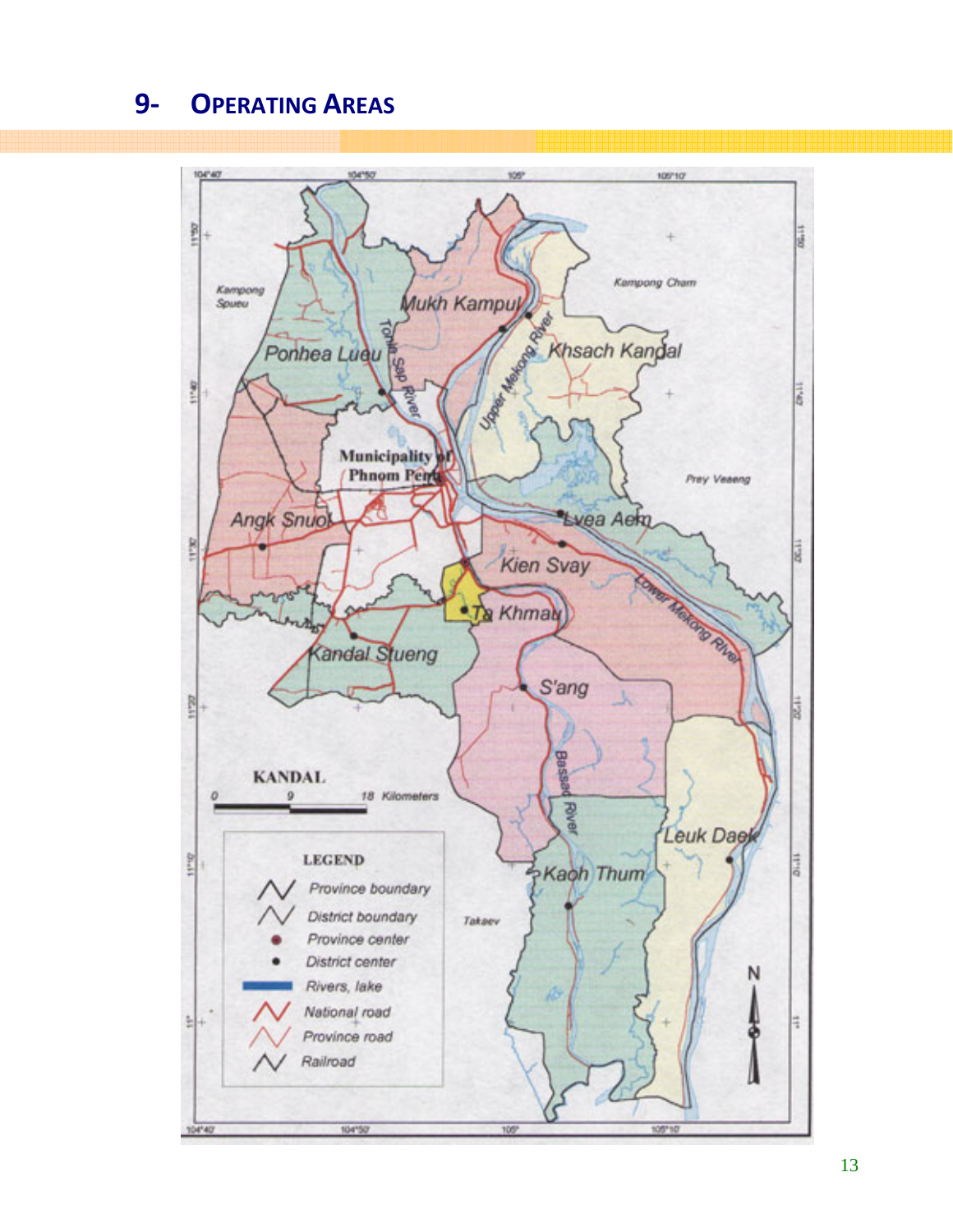# 9- OPERATING AREAS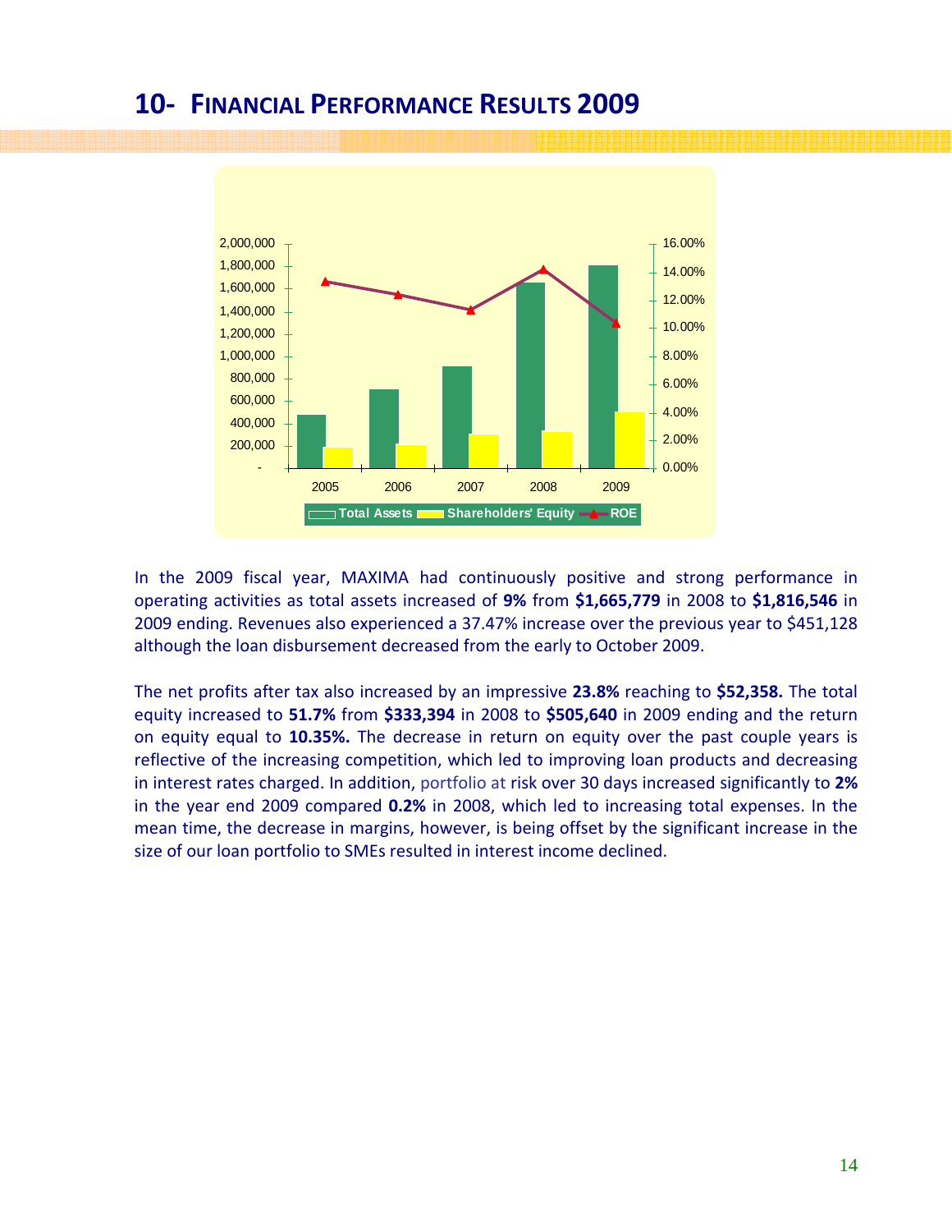# 10- FINANCIAL PERFORMANCE RESULTS 2009

In the 2009 fiscal year, MAXIMA had continuously positive and strong performance in operating activities as total assets increased of **9%** from **$1,665,779** in 2008 to **$1,816,546** in 2009 ending. Revenues also experienced a 37.47% increase over the previous year to $451,128 although the loan disbursement decreased from the early to October 2009.

The net profits after tax also increased by an impressive **23.8%** reaching to **$52,358.** The total equity increased to **51.7%** from **$333,394** in 2008 to **$505,640** in 2009 ending and the return on equity equal to **10.35%.** The decrease in return on equity over the past couple years is reflective of the increasing competition, which led to improving loan products and decreasing in interest rates charged. In addition, portfolio at risk over 30 days increased significantly to **2%** in the year end 2009 compared **0.2%** in 2008, which led to increasing total expenses. In the mean time, the decrease in margins, however, is being offset by the significant increase in the size of our loan portfolio to SMEs resulted in interest income declined.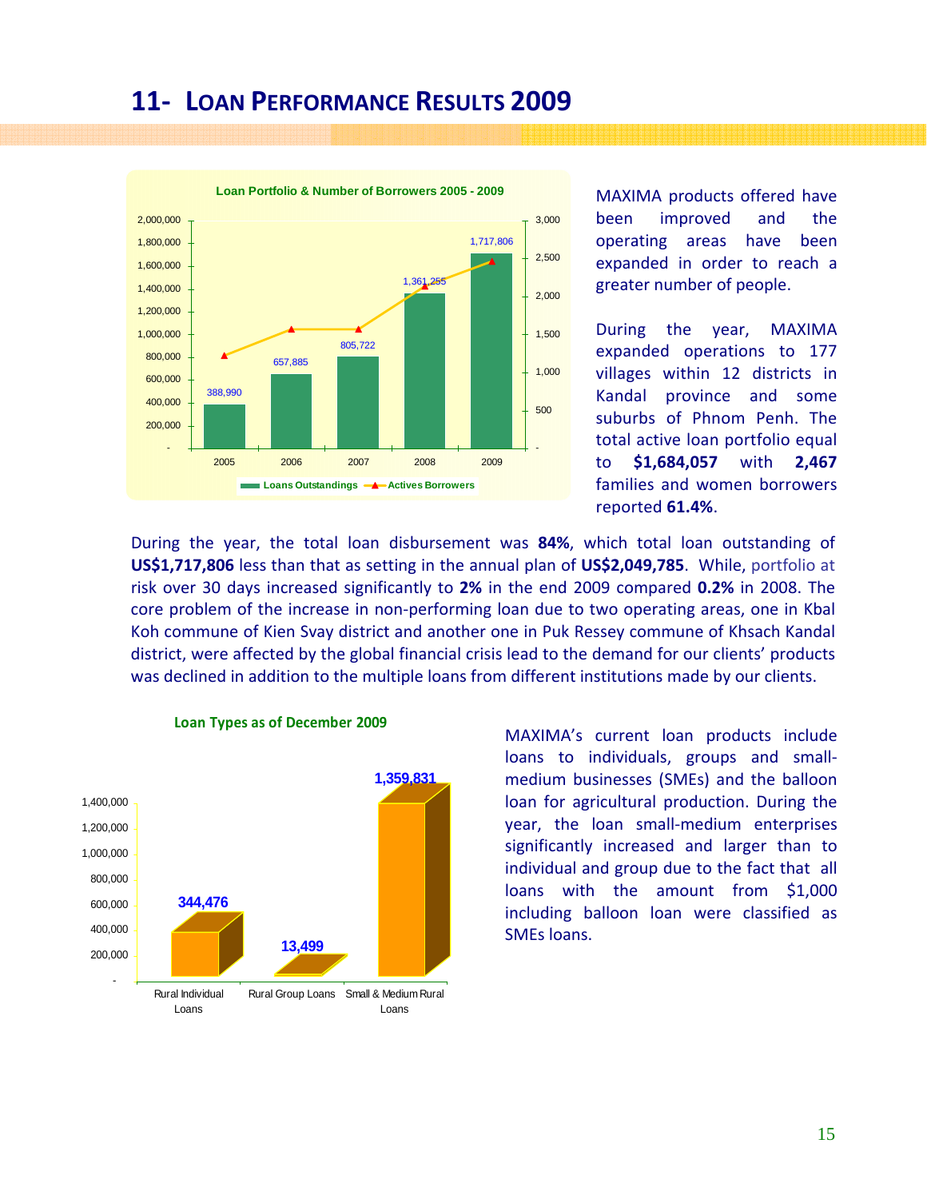# 11- LOAN PERFORMANCE RESULTS 2009

**Loan Portfolio & Number of Borrowers 2005 - 2009**

| Year | Loans Outstandings |
|---|---|
| 2005 | 388,990 |
| 2006 | 657,885 |
| 2007 | 805,722 |
| 2008 | 1,361,255 |
| 2009 | 1,717,806 |

MAXIMA products offered have been improved and the operating areas have been expanded in order to reach a greater number of people.

During the year, MAXIMA expanded operations to 177 villages within 12 districts in Kandal province and some suburbs of Phnom Penh. The total active loan portfolio equal to **$1,684,057** with **2,467** families and women borrowers reported **61.4%**.

During the year, the total loan disbursement was **84%**, which total loan outstanding of **US$1,717,806** less than that as setting in the annual plan of **US$2,049,785**. While, portfolio at risk over 30 days increased significantly to **2%** in the end 2009 compared **0.2%** in 2008. The core problem of the increase in non-performing loan due to two operating areas, one in Kbal Koh commune of Kien Svay district and another one in Puk Ressey commune of Khsach Kandal district, were affected by the global financial crisis lead to the demand for our clients' products was declined in addition to the multiple loans from different institutions made by our clients.

**Loan Types as of December 2009**

| Loan Type | Amount |
|---|---|
| Rural Individual Loans | 344,476 |
| Rural Group Loans | 13,499 |
| Small & Medium Rural Loans | 1,359,831 |

MAXIMA's current loan products include loans to individuals, groups and small-medium businesses (SMEs) and the balloon loan for agricultural production. During the year, the loan small-medium enterprises significantly increased and larger than to individual and group due to the fact that all loans with the amount from $1,000 including balloon loan were classified as SMEs loans.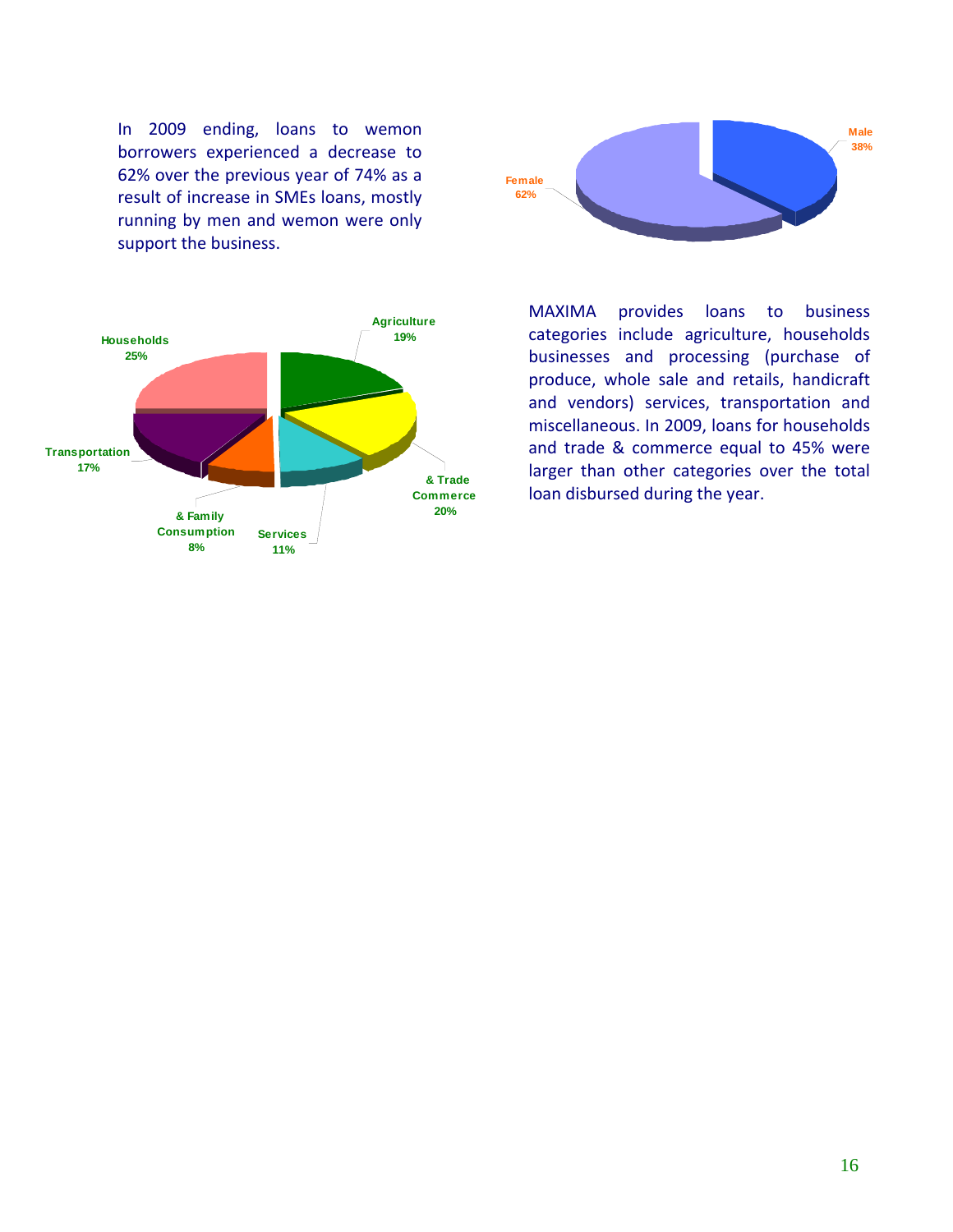In 2009 ending, loans to wemon borrowers experienced a decrease to 62% over the previous year of 74% as a result of increase in SMEs loans, mostly running by men and wemon were only support the business.

Female 62%
Male 38%

Households 25%
Agriculture 19%
& Trade Commerce 20%
Services 11%
& Family Consumption 8%
Transportation 17%

MAXIMA provides loans to business categories include agriculture, households businesses and processing (purchase of produce, whole sale and retails, handicraft and vendors) services, transportation and miscellaneous. In 2009, loans for households and trade & commerce equal to 45% were larger than other categories over the total loan disbursed during the year.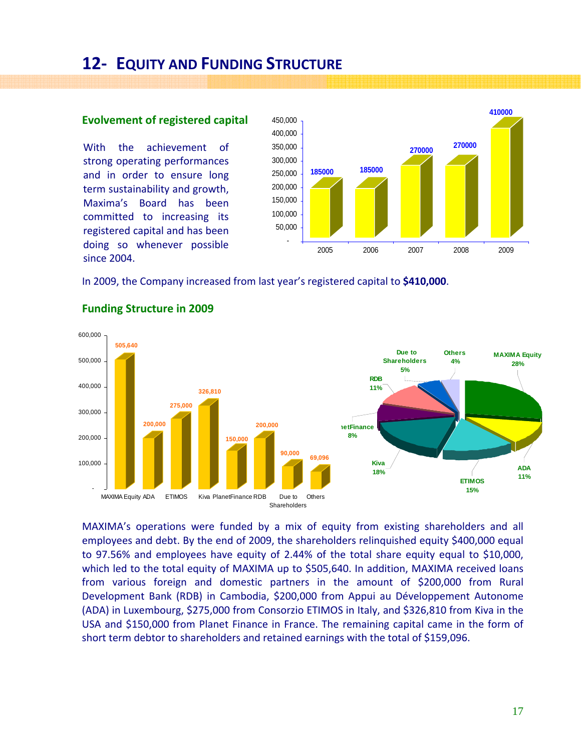## 12- Equity and Funding Structure

### Evolvement of registered capital

With the achievement of strong operating performances and in order to ensure long term sustainability and growth, Maxima's Board has been committed to increasing its registered capital and has been doing so whenever possible since 2004.

| Year | Registered capital |
|---|---|
| 2005 | 185000 |
| 2006 | 185000 |
| 2007 | 270000 |
| 2008 | 270000 |
| 2009 | 410000 |

In 2009, the Company increased from last year's registered capital to **$410,000**.

### Funding Structure in 2009

| Source | Amount | Share |
|---|---|---|
| MAXIMA Equity | 505,640 | 28% |
| ADA | 200,000 | 11% |
| ETIMOS | 275,000 | 15% |
| Kiva | 326,810 | 18% |
| PlanetFinance | 150,000 | 8% |
| RDB | 200,000 | 11% |
| Due to Shareholders | 90,000 | 5% |
| Others | 69,096 | 4% |

MAXIMA's operations were funded by a mix of equity from existing shareholders and all employees and debt. By the end of 2009, the shareholders relinquished equity $400,000 equal to 97.56% and employees have equity of 2.44% of the total share equity equal to $10,000, which led to the total equity of MAXIMA up to $505,640. In addition, MAXIMA received loans from various foreign and domestic partners in the amount of $200,000 from Rural Development Bank (RDB) in Cambodia, $200,000 from Appui au Développement Autonome (ADA) in Luxembourg, $275,000 from Consorzio ETIMOS in Italy, and $326,810 from Kiva in the USA and $150,000 from Planet Finance in France. The remaining capital came in the form of short term debtor to shareholders and retained earnings with the total of $159,096.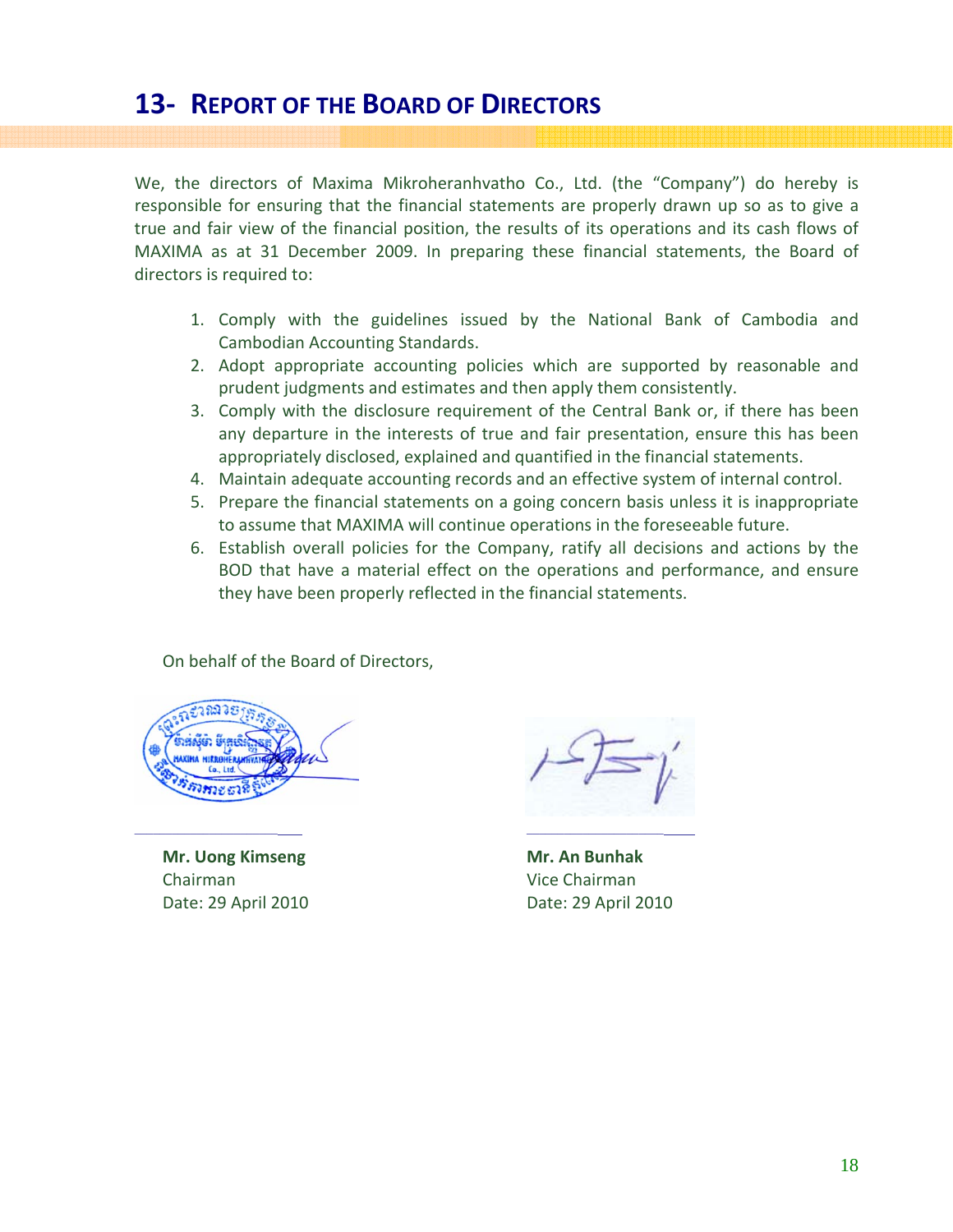# 13- REPORT OF THE BOARD OF DIRECTORS

We, the directors of Maxima Mikroheranhvatho Co., Ltd. (the "Company") do hereby is responsible for ensuring that the financial statements are properly drawn up so as to give a true and fair view of the financial position, the results of its operations and its cash flows of MAXIMA as at 31 December 2009. In preparing these financial statements, the Board of directors is required to:

1. Comply with the guidelines issued by the National Bank of Cambodia and Cambodian Accounting Standards.
2. Adopt appropriate accounting policies which are supported by reasonable and prudent judgments and estimates and then apply them consistently.
3. Comply with the disclosure requirement of the Central Bank or, if there has been any departure in the interests of true and fair presentation, ensure this has been appropriately disclosed, explained and quantified in the financial statements.
4. Maintain adequate accounting records and an effective system of internal control.
5. Prepare the financial statements on a going concern basis unless it is inappropriate to assume that MAXIMA will continue operations in the foreseeable future.
6. Establish overall policies for the Company, ratify all decisions and actions by the BOD that have a material effect on the operations and performance, and ensure they have been properly reflected in the financial statements.

On behalf of the Board of Directors,

**Mr. Uong Kimseng**
Chairman
Date: 29 April 2010

**Mr. An Bunhak**
Vice Chairman
Date: 29 April 2010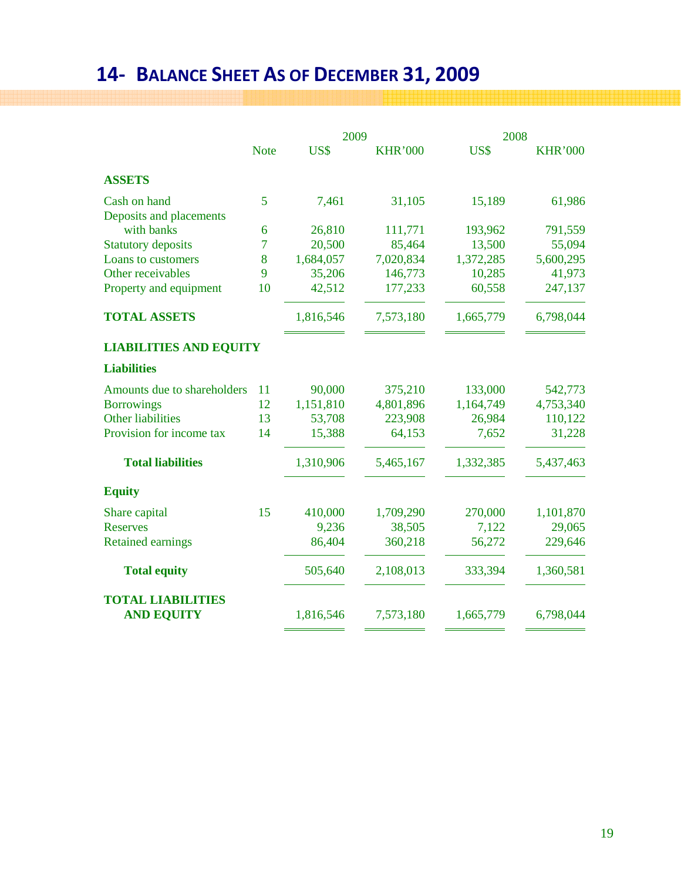# 14- BALANCE SHEET AS OF DECEMBER 31, 2009

| | Note | 2009 US$ | 2009 KHR'000 | 2008 US$ | 2008 KHR'000 |
|---|---|---|---|---|---|
| **ASSETS** | | | | | |
| Cash on hand | 5 | 7,461 | 31,105 | 15,189 | 61,986 |
| Deposits and placements with banks | 6 | 26,810 | 111,771 | 193,962 | 791,559 |
| Statutory deposits | 7 | 20,500 | 85,464 | 13,500 | 55,094 |
| Loans to customers | 8 | 1,684,057 | 7,020,834 | 1,372,285 | 5,600,295 |
| Other receivables | 9 | 35,206 | 146,773 | 10,285 | 41,973 |
| Property and equipment | 10 | 42,512 | 177,233 | 60,558 | 247,137 |
| **TOTAL ASSETS** | | 1,816,546 | 7,573,180 | 1,665,779 | 6,798,044 |
| **LIABILITIES AND EQUITY** | | | | | |
| **Liabilities** | | | | | |
| Amounts due to shareholders | 11 | 90,000 | 375,210 | 133,000 | 542,773 |
| Borrowings | 12 | 1,151,810 | 4,801,896 | 1,164,749 | 4,753,340 |
| Other liabilities | 13 | 53,708 | 223,908 | 26,984 | 110,122 |
| Provision for income tax | 14 | 15,388 | 64,153 | 7,652 | 31,228 |
| **Total liabilities** | | 1,310,906 | 5,465,167 | 1,332,385 | 5,437,463 |
| **Equity** | | | | | |
| Share capital | 15 | 410,000 | 1,709,290 | 270,000 | 1,101,870 |
| Reserves | | 9,236 | 38,505 | 7,122 | 29,065 |
| Retained earnings | | 86,404 | 360,218 | 56,272 | 229,646 |
| **Total equity** | | 505,640 | 2,108,013 | 333,394 | 1,360,581 |
| **TOTAL LIABILITIES AND EQUITY** | | 1,816,546 | 7,573,180 | 1,665,779 | 6,798,044 |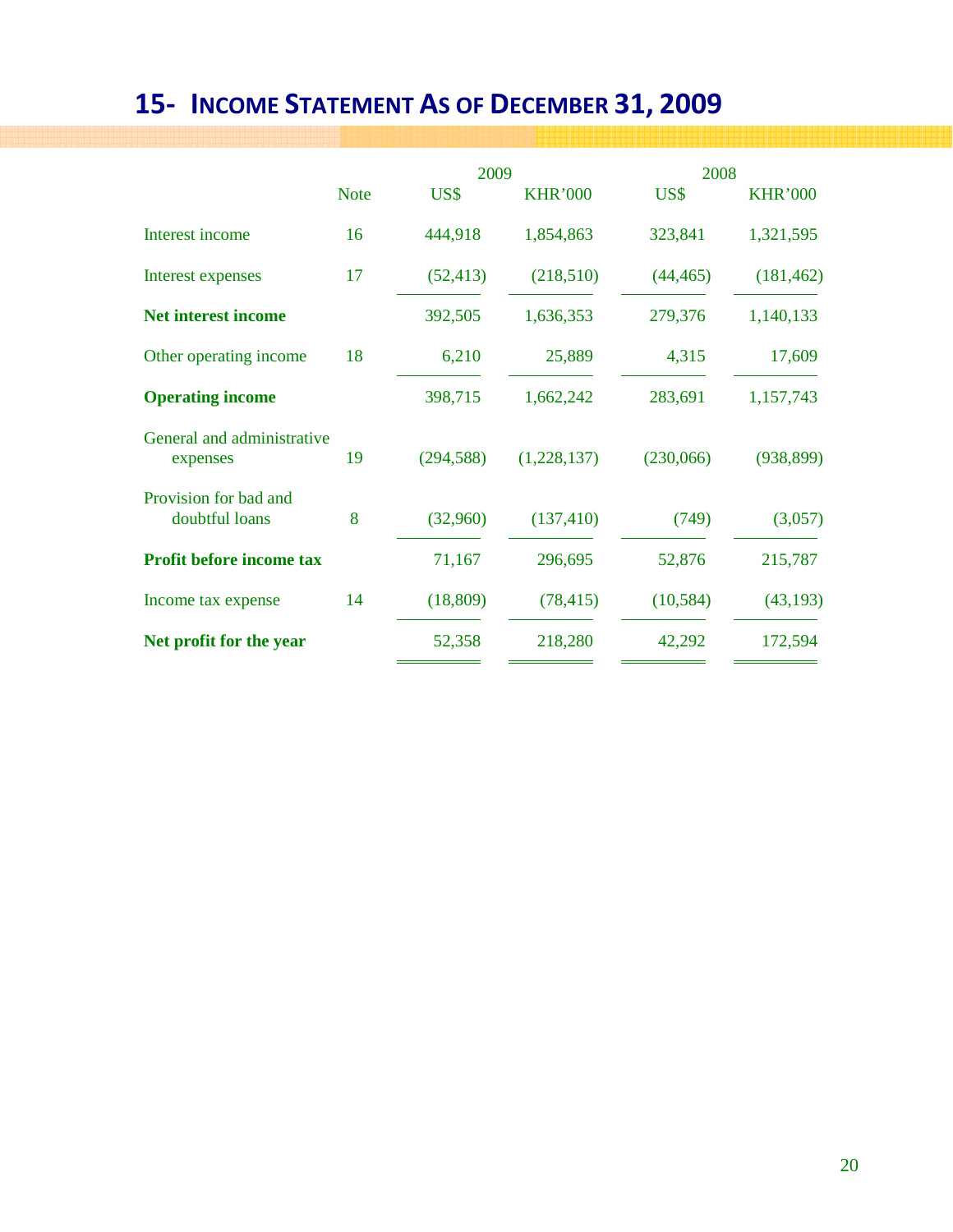# 15- INCOME STATEMENT AS OF DECEMBER 31, 2009

| | Note | 2009 US$ | 2009 KHR'000 | 2008 US$ | 2008 KHR'000 |
|---|---|---|---|---|---|
| Interest income | 16 | 444,918 | 1,854,863 | 323,841 | 1,321,595 |
| Interest expenses | 17 | (52,413) | (218,510) | (44,465) | (181,462) |
| **Net interest income** | | 392,505 | 1,636,353 | 279,376 | 1,140,133 |
| Other operating income | 18 | 6,210 | 25,889 | 4,315 | 17,609 |
| **Operating income** | | 398,715 | 1,662,242 | 283,691 | 1,157,743 |
| General and administrative expenses | 19 | (294,588) | (1,228,137) | (230,066) | (938,899) |
| Provision for bad and doubtful loans | 8 | (32,960) | (137,410) | (749) | (3,057) |
| **Profit before income tax** | | 71,167 | 296,695 | 52,876 | 215,787 |
| Income tax expense | 14 | (18,809) | (78,415) | (10,584) | (43,193) |
| **Net profit for the year** | | 52,358 | 218,280 | 42,292 | 172,594 |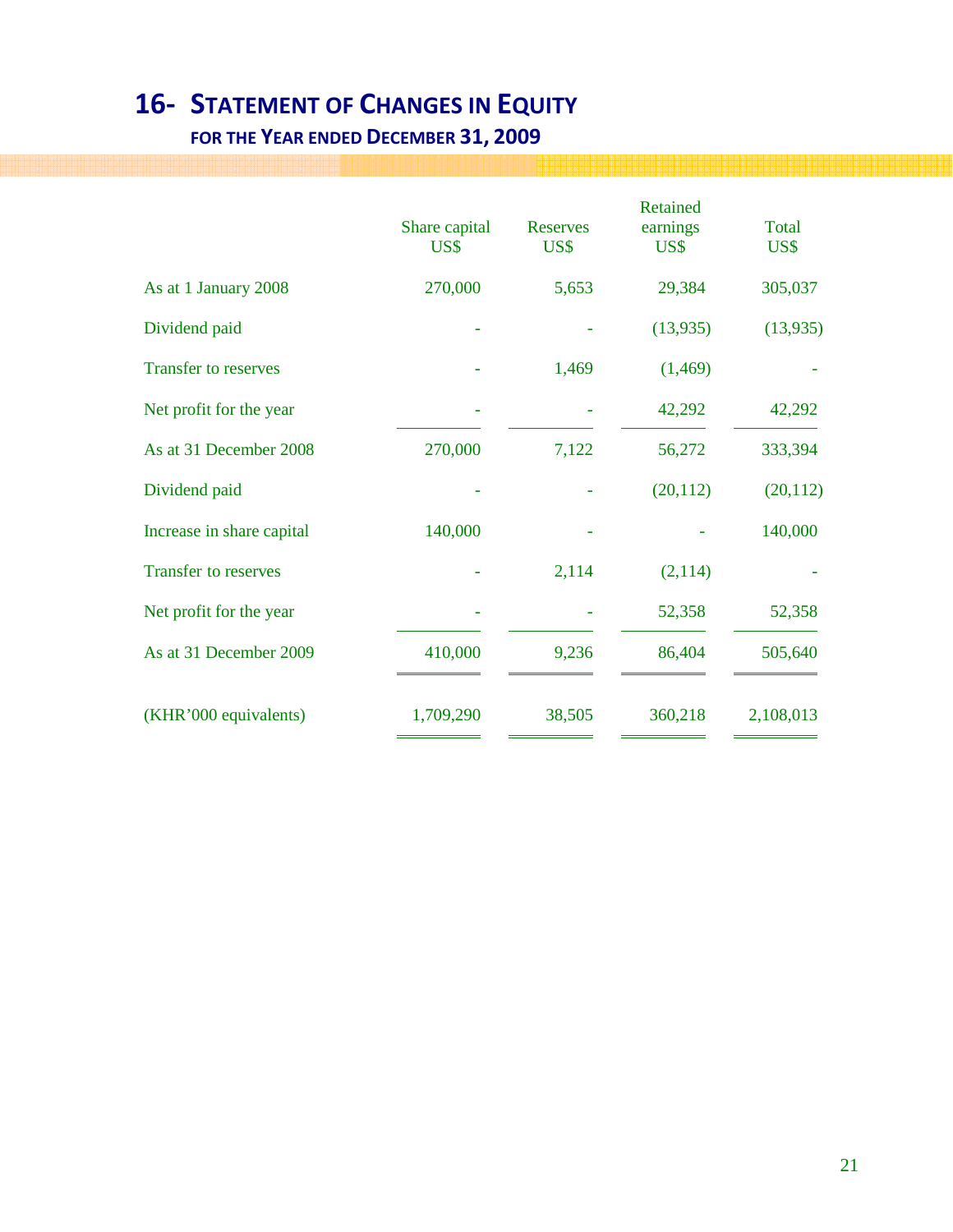# 16- STATEMENT OF CHANGES IN EQUITY

## FOR THE YEAR ENDED DECEMBER 31, 2009

| | Share capital US$ | Reserves US$ | Retained earnings US$ | Total US$ |
|---|---|---|---|---|
| As at 1 January 2008 | 270,000 | 5,653 | 29,384 | 305,037 |
| Dividend paid | - | - | (13,935) | (13,935) |
| Transfer to reserves | - | 1,469 | (1,469) | - |
| Net profit for the year | - | - | 42,292 | 42,292 |
| As at 31 December 2008 | 270,000 | 7,122 | 56,272 | 333,394 |
| Dividend paid | - | - | (20,112) | (20,112) |
| Increase in share capital | 140,000 | - | - | 140,000 |
| Transfer to reserves | - | 2,114 | (2,114) | - |
| Net profit for the year | - | - | 52,358 | 52,358 |
| As at 31 December 2009 | 410,000 | 9,236 | 86,404 | 505,640 |
| (KHR'000 equivalents) | 1,709,290 | 38,505 | 360,218 | 2,108,013 |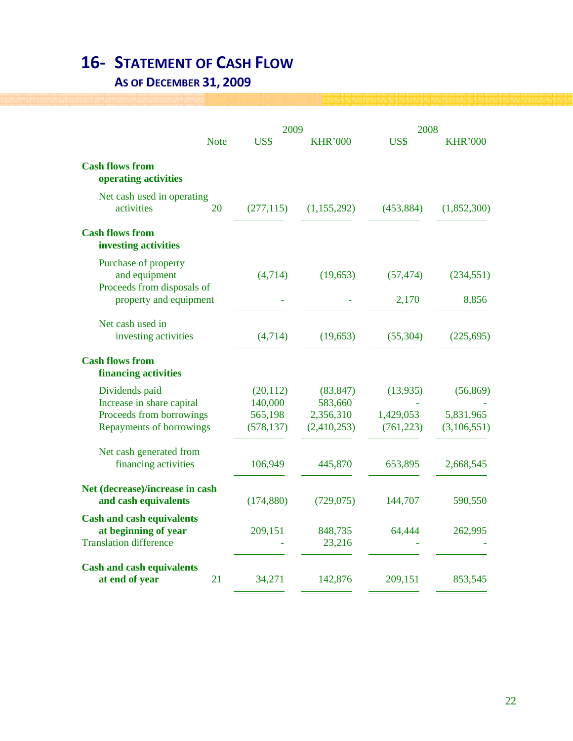# 16- STATEMENT OF CASH FLOW

## AS OF DECEMBER 31, 2009

| | Note | 2009 US$ | 2009 KHR'000 | 2008 US$ | 2008 KHR'000 |
|---|---|---|---|---|---|
| **Cash flows from operating activities** | | | | | |
| Net cash used in operating activities | 20 | (277,115) | (1,155,292) | (453,884) | (1,852,300) |
| **Cash flows from investing activities** | | | | | |
| Purchase of property and equipment | | (4,714) | (19,653) | (57,474) | (234,551) |
| Proceeds from disposals of property and equipment | | - | - | 2,170 | 8,856 |
| Net cash used in investing activities | | (4,714) | (19,653) | (55,304) | (225,695) |
| **Cash flows from financing activities** | | | | | |
| Dividends paid | | (20,112) | (83,847) | (13,935) | (56,869) |
| Increase in share capital | | 140,000 | 583,660 | - | - |
| Proceeds from borrowings | | 565,198 | 2,356,310 | 1,429,053 | 5,831,965 |
| Repayments of borrowings | | (578,137) | (2,410,253) | (761,223) | (3,106,551) |
| Net cash generated from financing activities | | 106,949 | 445,870 | 653,895 | 2,668,545 |
| **Net (decrease)/increase in cash and cash equivalents** | | (174,880) | (729,075) | 144,707 | 590,550 |
| **Cash and cash equivalents at beginning of year** | | 209,151 | 848,735 | 64,444 | 262,995 |
| Translation difference | | - | 23,216 | - | - |
| **Cash and cash equivalents at end of year** | 21 | 34,271 | 142,876 | 209,151 | 853,545 |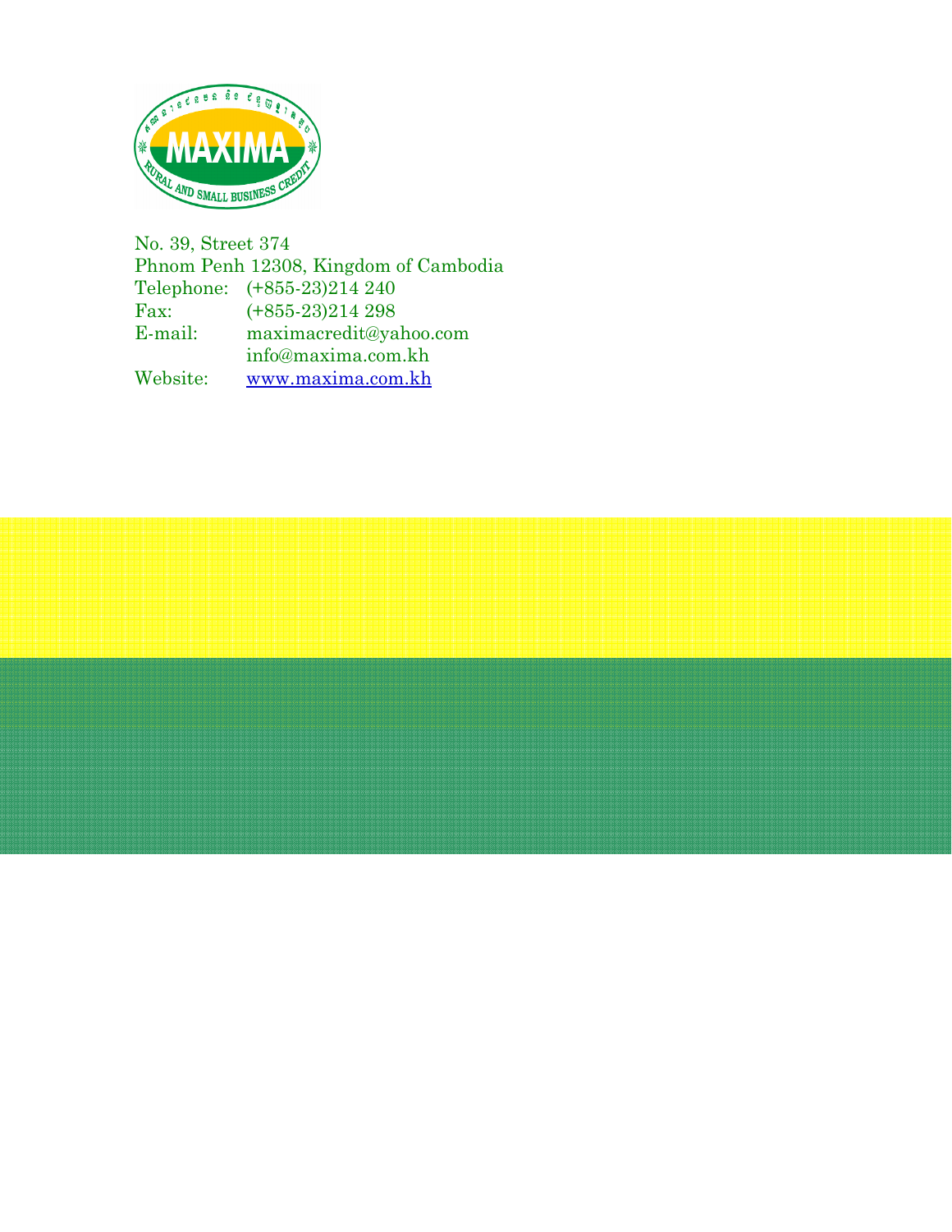No. 39, Street 374
Phnom Penh 12308, Kingdom of Cambodia

| | |
|---|---|
| Telephone: | (+855-23)214 240 |
| Fax: | (+855-23)214 298 |
| E-mail: | maximacredit@yahoo.com |
| | info@maxima.com.kh |
| Website: | www.maxima.com.kh |